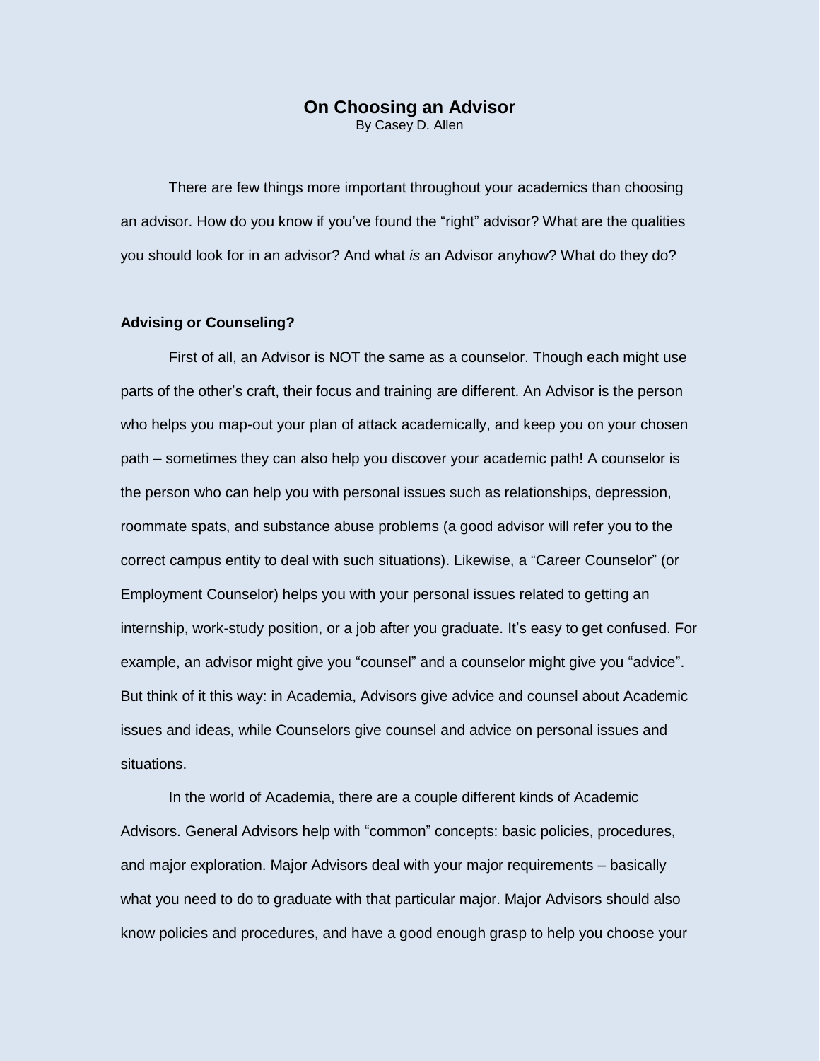# On Choosing an Advisor

By Casey D. Allen

There are few things more important throughout your academics than choosing an advisor. How do you know if you've found the "right" advisor? What are the qualities you should look for in an advisor? And what *is* an Advisor anyhow? What do they do?

## Advising or Counseling?

First of all, an Advisor is NOT the same as a counselor. Though each might use parts of the other's craft, their focus and training are different. An Advisor is the person who helps you map-out your plan of attack academically, and keep you on your chosen path – sometimes they can also help you discover your academic path! A counselor is the person who can help you with personal issues such as relationships, depression, roommate spats, and substance abuse problems (a good advisor will refer you to the correct campus entity to deal with such situations). Likewise, a "Career Counselor" (or Employment Counselor) helps you with your personal issues related to getting an internship, work-study position, or a job after you graduate. It's easy to get confused. For example, an advisor might give you "counsel" and a counselor might give you "advice". But think of it this way: in Academia, Advisors give advice and counsel about Academic issues and ideas, while Counselors give counsel and advice on personal issues and situations.

In the world of Academia, there are a couple different kinds of Academic Advisors. General Advisors help with "common" concepts: basic policies, procedures, and major exploration. Major Advisors deal with your major requirements – basically what you need to do to graduate with that particular major. Major Advisors should also know policies and procedures, and have a good enough grasp to help you choose your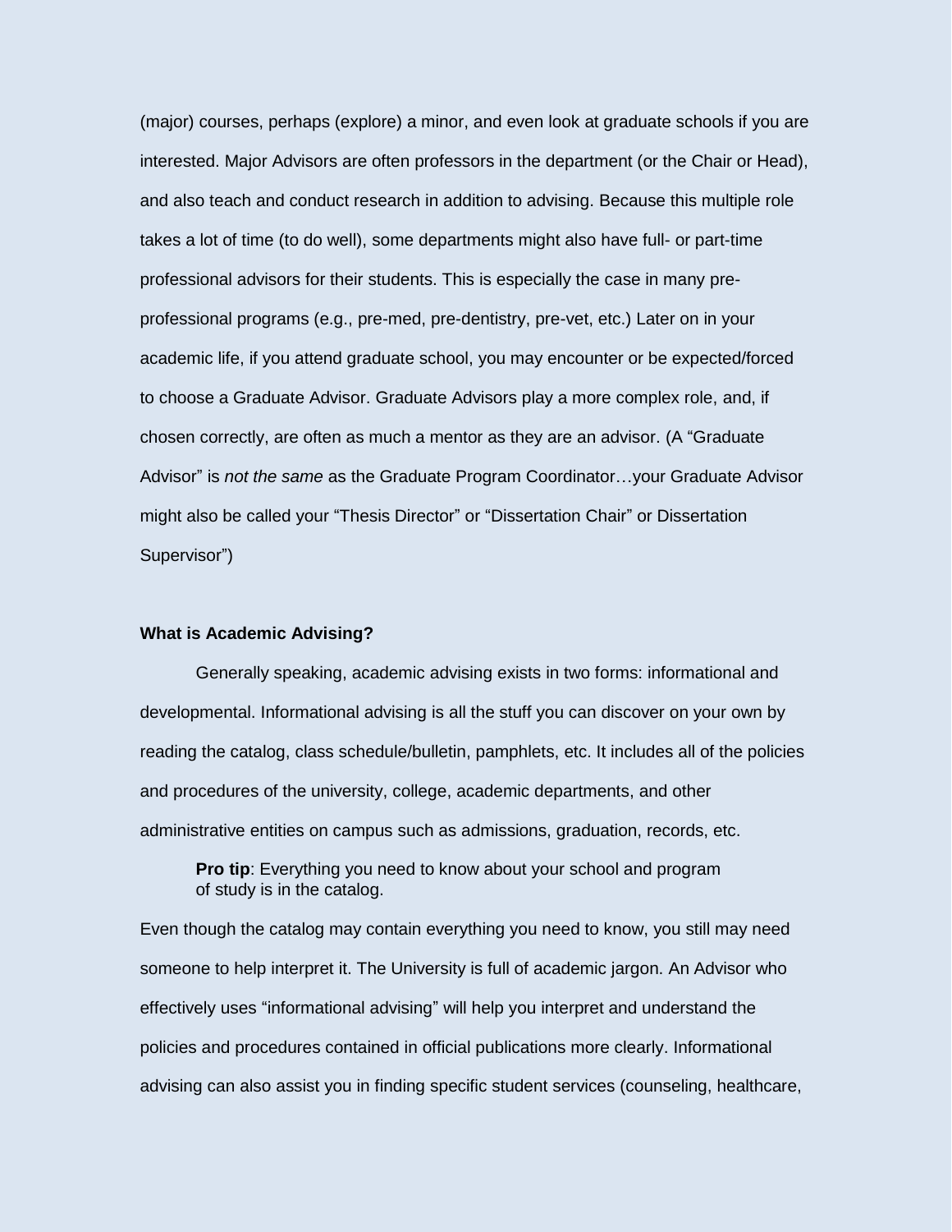(major) courses, perhaps (explore) a minor, and even look at graduate schools if you are interested. Major Advisors are often professors in the department (or the Chair or Head), and also teach and conduct research in addition to advising. Because this multiple role takes a lot of time (to do well), some departments might also have full- or part-time professional advisors for their students. This is especially the case in many pre-professional programs (e.g., pre-med, pre-dentistry, pre-vet, etc.) Later on in your academic life, if you attend graduate school, you may encounter or be expected/forced to choose a Graduate Advisor. Graduate Advisors play a more complex role, and, if chosen correctly, are often as much a mentor as they are an advisor. (A "Graduate Advisor" is *not the same* as the Graduate Program Coordinator…your Graduate Advisor might also be called your "Thesis Director" or "Dissertation Chair" or Dissertation Supervisor")

**What is Academic Advising?**

Generally speaking, academic advising exists in two forms: informational and developmental. Informational advising is all the stuff you can discover on your own by reading the catalog, class schedule/bulletin, pamphlets, etc. It includes all of the policies and procedures of the university, college, academic departments, and other administrative entities on campus such as admissions, graduation, records, etc.

> **Pro tip**: Everything you need to know about your school and program of study is in the catalog.

Even though the catalog may contain everything you need to know, you still may need someone to help interpret it. The University is full of academic jargon. An Advisor who effectively uses "informational advising" will help you interpret and understand the policies and procedures contained in official publications more clearly. Informational advising can also assist you in finding specific student services (counseling, healthcare,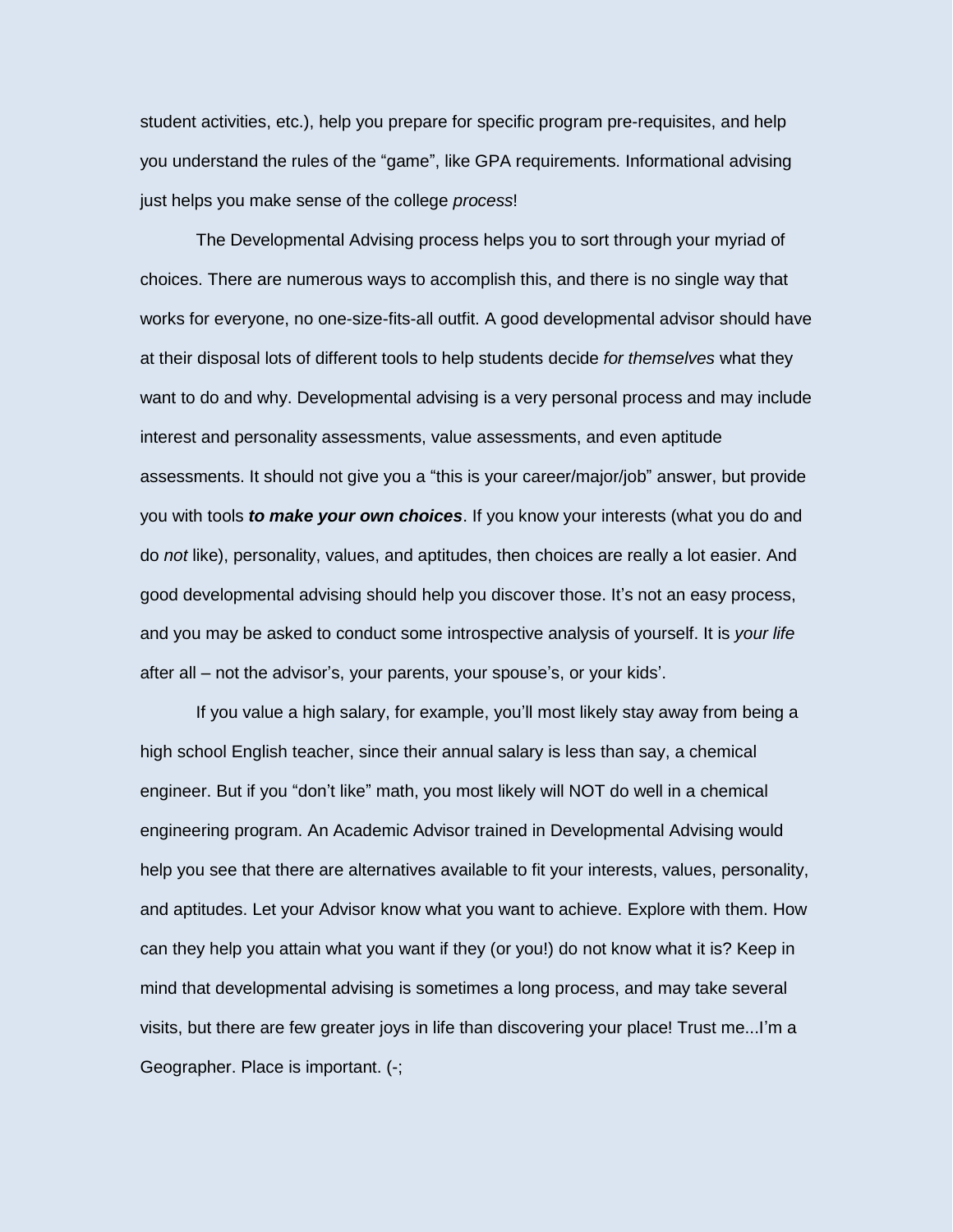student activities, etc.), help you prepare for specific program pre-requisites, and help you understand the rules of the "game", like GPA requirements. Informational advising just helps you make sense of the college *process*!

The Developmental Advising process helps you to sort through your myriad of choices. There are numerous ways to accomplish this, and there is no single way that works for everyone, no one-size-fits-all outfit. A good developmental advisor should have at their disposal lots of different tools to help students decide *for themselves* what they want to do and why. Developmental advising is a very personal process and may include interest and personality assessments, value assessments, and even aptitude assessments. It should not give you a "this is your career/major/job" answer, but provide you with tools ***to make your own choices***. If you know your interests (what you do and do *not* like), personality, values, and aptitudes, then choices are really a lot easier. And good developmental advising should help you discover those. It's not an easy process, and you may be asked to conduct some introspective analysis of yourself. It is *your life* after all – not the advisor's, your parents, your spouse's, or your kids'.

If you value a high salary, for example, you'll most likely stay away from being a high school English teacher, since their annual salary is less than say, a chemical engineer. But if you "don't like" math, you most likely will NOT do well in a chemical engineering program. An Academic Advisor trained in Developmental Advising would help you see that there are alternatives available to fit your interests, values, personality, and aptitudes. Let your Advisor know what you want to achieve. Explore with them. How can they help you attain what you want if they (or you!) do not know what it is? Keep in mind that developmental advising is sometimes a long process, and may take several visits, but there are few greater joys in life than discovering your place! Trust me...I'm a Geographer. Place is important. (-;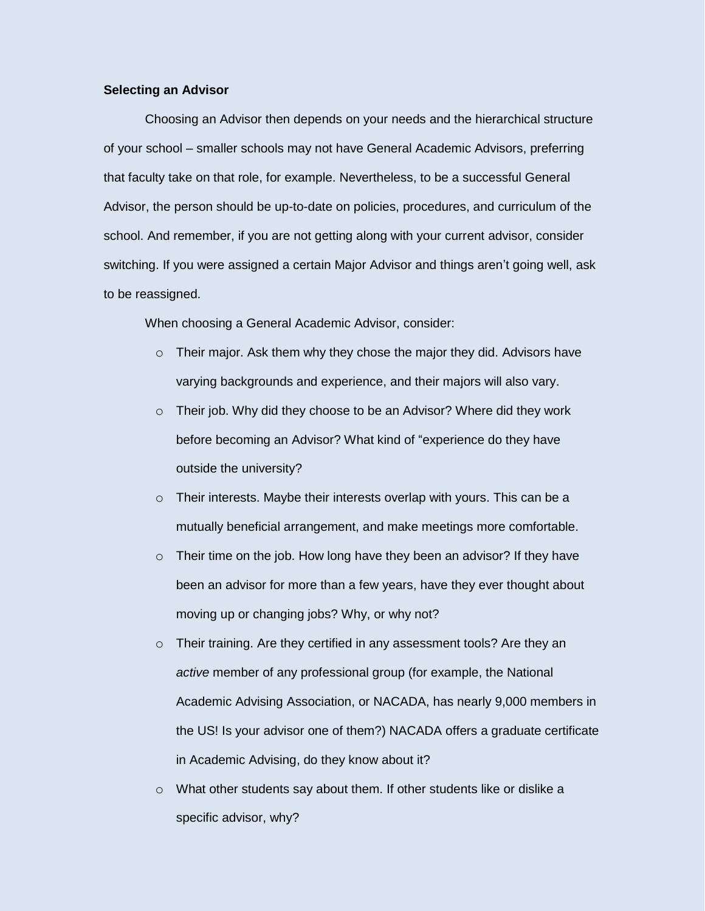**Selecting an Advisor**

Choosing an Advisor then depends on your needs and the hierarchical structure of your school – smaller schools may not have General Academic Advisors, preferring that faculty take on that role, for example. Nevertheless, to be a successful General Advisor, the person should be up-to-date on policies, procedures, and curriculum of the school. And remember, if you are not getting along with your current advisor, consider switching. If you were assigned a certain Major Advisor and things aren't going well, ask to be reassigned.

When choosing a General Academic Advisor, consider:

- Their major. Ask them why they chose the major they did. Advisors have varying backgrounds and experience, and their majors will also vary.
- Their job. Why did they choose to be an Advisor? Where did they work before becoming an Advisor? What kind of "experience do they have outside the university?
- Their interests. Maybe their interests overlap with yours. This can be a mutually beneficial arrangement, and make meetings more comfortable.
- Their time on the job. How long have they been an advisor? If they have been an advisor for more than a few years, have they ever thought about moving up or changing jobs? Why, or why not?
- Their training. Are they certified in any assessment tools? Are they an *active* member of any professional group (for example, the National Academic Advising Association, or NACADA, has nearly 9,000 members in the US! Is your advisor one of them?) NACADA offers a graduate certificate in Academic Advising, do they know about it?
- What other students say about them. If other students like or dislike a specific advisor, why?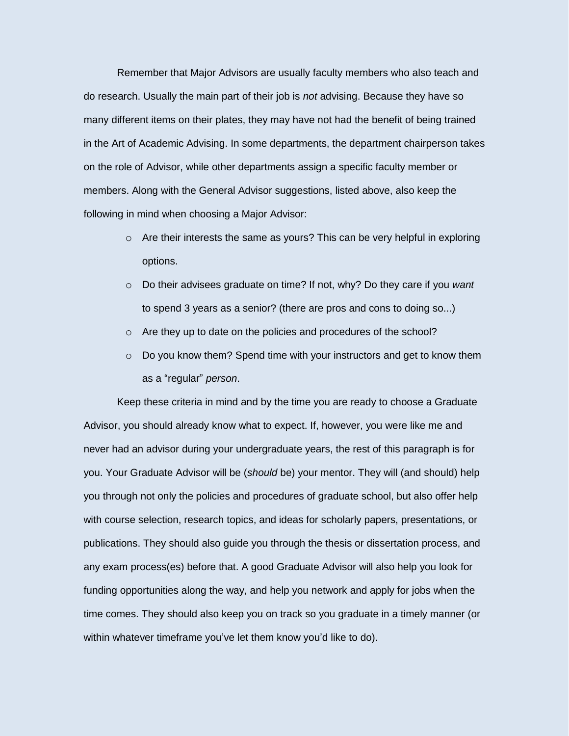Remember that Major Advisors are usually faculty members who also teach and do research. Usually the main part of their job is *not* advising. Because they have so many different items on their plates, they may have not had the benefit of being trained in the Art of Academic Advising. In some departments, the department chairperson takes on the role of Advisor, while other departments assign a specific faculty member or members. Along with the General Advisor suggestions, listed above, also keep the following in mind when choosing a Major Advisor:

- Are their interests the same as yours? This can be very helpful in exploring options.
- Do their advisees graduate on time? If not, why? Do they care if you *want* to spend 3 years as a senior? (there are pros and cons to doing so...)
- Are they up to date on the policies and procedures of the school?
- Do you know them? Spend time with your instructors and get to know them as a "regular" *person*.

Keep these criteria in mind and by the time you are ready to choose a Graduate Advisor, you should already know what to expect. If, however, you were like me and never had an advisor during your undergraduate years, the rest of this paragraph is for you. Your Graduate Advisor will be (*should* be) your mentor. They will (and should) help you through not only the policies and procedures of graduate school, but also offer help with course selection, research topics, and ideas for scholarly papers, presentations, or publications. They should also guide you through the thesis or dissertation process, and any exam process(es) before that. A good Graduate Advisor will also help you look for funding opportunities along the way, and help you network and apply for jobs when the time comes. They should also keep you on track so you graduate in a timely manner (or within whatever timeframe you've let them know you'd like to do).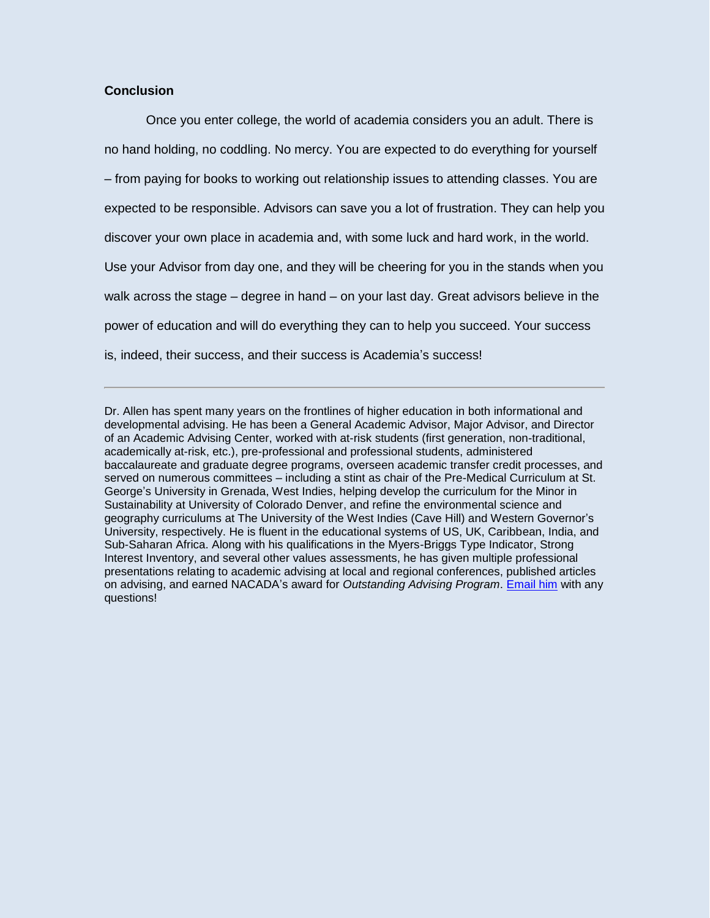## Conclusion

Once you enter college, the world of academia considers you an adult. There is no hand holding, no coddling. No mercy. You are expected to do everything for yourself – from paying for books to working out relationship issues to attending classes. You are expected to be responsible. Advisors can save you a lot of frustration. They can help you discover your own place in academia and, with some luck and hard work, in the world. Use your Advisor from day one, and they will be cheering for you in the stands when you walk across the stage – degree in hand – on your last day. Great advisors believe in the power of education and will do everything they can to help you succeed. Your success is, indeed, their success, and their success is Academia's success!

---

Dr. Allen has spent many years on the frontlines of higher education in both informational and developmental advising. He has been a General Academic Advisor, Major Advisor, and Director of an Academic Advising Center, worked with at-risk students (first generation, non-traditional, academically at-risk, etc.), pre-professional and professional students, administered baccalaureate and graduate degree programs, overseen academic transfer credit processes, and served on numerous committees – including a stint as chair of the Pre-Medical Curriculum at St. George's University in Grenada, West Indies, helping develop the curriculum for the Minor in Sustainability at University of Colorado Denver, and refine the environmental science and geography curriculums at The University of the West Indies (Cave Hill) and Western Governor's University, respectively. He is fluent in the educational systems of US, UK, Caribbean, India, and Sub-Saharan Africa. Along with his qualifications in the Myers-Briggs Type Indicator, Strong Interest Inventory, and several other values assessments, he has given multiple professional presentations relating to academic advising at local and regional conferences, published articles on advising, and earned NACADA's award for *Outstanding Advising Program*. Email him with any questions!